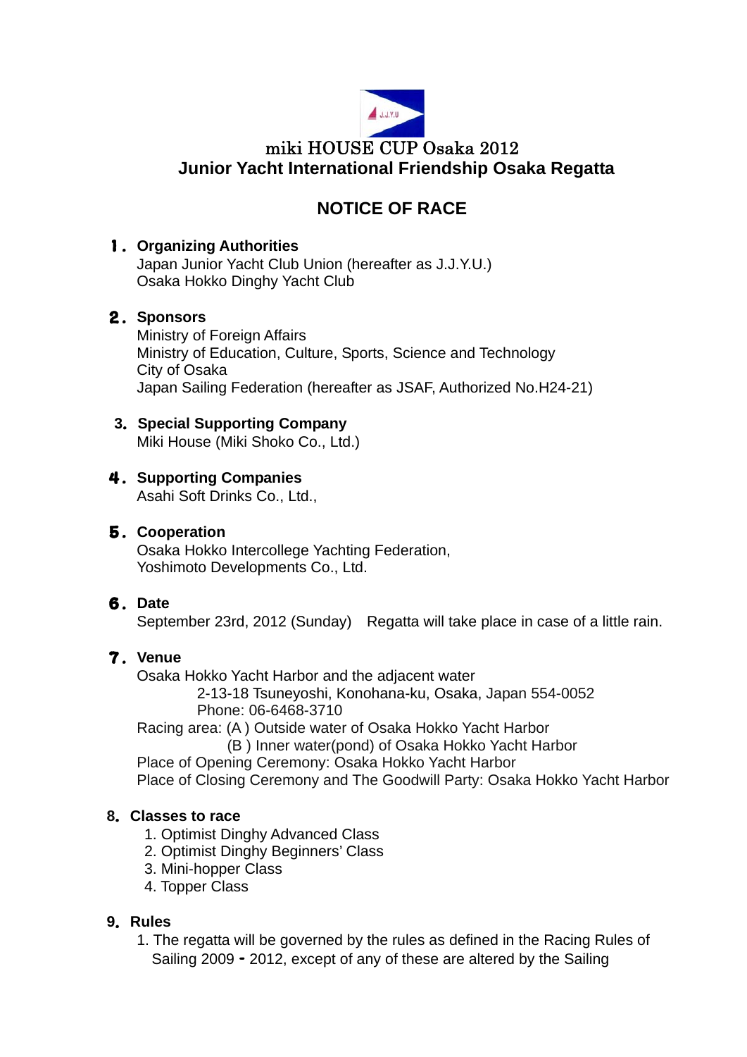# miki HOUSE CUP Osaka 2012
# Junior Yacht International Friendship Osaka Regatta

## NOTICE OF RACE

### 1. Organizing Authorities
Japan Junior Yacht Club Union (hereafter as J.J.Y.U.)
Osaka Hokko Dinghy Yacht Club

### 2. Sponsors
Ministry of Foreign Affairs
Ministry of Education, Culture, Sports, Science and Technology
City of Osaka
Japan Sailing Federation (hereafter as JSAF, Authorized No.H24-21)

### 3. Special Supporting Company
Miki House (Miki Shoko Co., Ltd.)

### 4. Supporting Companies
Asahi Soft Drinks Co., Ltd.,

### 5. Cooperation
Osaka Hokko Intercollege Yachting Federation,
Yoshimoto Developments Co., Ltd.

### 6. Date
September 23rd, 2012 (Sunday) Regatta will take place in case of a little rain.

### 7. Venue
Osaka Hokko Yacht Harbor and the adjacent water
2-13-18 Tsuneyoshi, Konohana-ku, Osaka, Japan 554-0052
Phone: 06-6468-3710
Racing area: (A ) Outside water of Osaka Hokko Yacht Harbor
(B ) Inner water(pond) of Osaka Hokko Yacht Harbor
Place of Opening Ceremony: Osaka Hokko Yacht Harbor
Place of Closing Ceremony and The Goodwill Party: Osaka Hokko Yacht Harbor

### 8. Classes to race
1. Optimist Dinghy Advanced Class
2. Optimist Dinghy Beginners' Class
3. Mini-hopper Class
4. Topper Class

### 9. Rules
1. The regatta will be governed by the rules as defined in the Racing Rules of Sailing 2009 - 2012, except of any of these are altered by the Sailing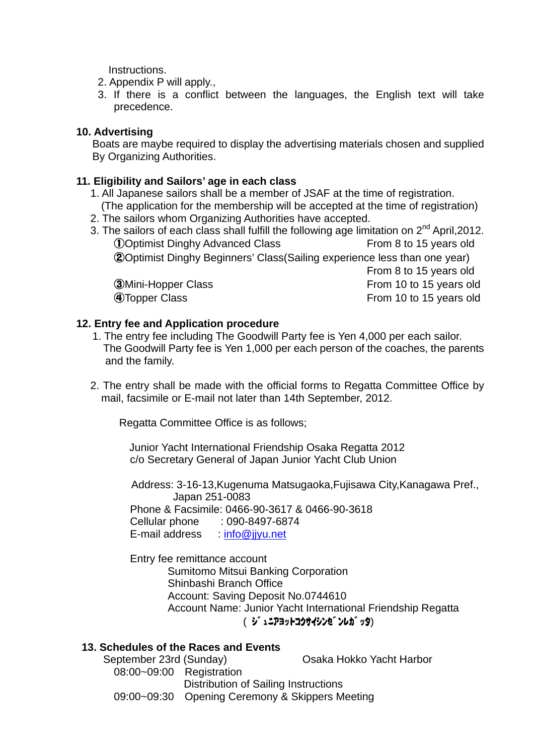Instructions.

2. Appendix P will apply.,
3. If there is a conflict between the languages, the English text will take precedence.

**10. Advertising**

Boats are maybe required to display the advertising materials chosen and supplied By Organizing Authorities.

**11. Eligibility and Sailors' age in each class**

1. All Japanese sailors shall be a member of JSAF at the time of registration.
   (The application for the membership will be accepted at the time of registration)
2. The sailors whom Organizing Authorities have accepted.
3. The sailors of each class shall fulfill the following age limitation on 2nd April,2012.
   - ①Optimist Dinghy Advanced Class — From 8 to 15 years old
   - ②Optimist Dinghy Beginners' Class(Sailing experience less than one year) — From 8 to 15 years old
   - ③Mini-Hopper Class — From 10 to 15 years old
   - ④Topper Class — From 10 to 15 years old

**12. Entry fee and Application procedure**

1. The entry fee including The Goodwill Party fee is Yen 4,000 per each sailor.
   The Goodwill Party fee is Yen 1,000 per each person of the coaches, the parents and the family.

2. The entry shall be made with the official forms to Regatta Committee Office by mail, facsimile or E-mail not later than 14th September, 2012.

   Regatta Committee Office is as follows;

   Junior Yacht International Friendship Osaka Regatta 2012
   c/o Secretary General of Japan Junior Yacht Club Union

   Address: 3-16-13,Kugenuma Matsugaoka,Fujisawa City,Kanagawa Pref., Japan 251-0083
   Phone & Facsimile: 0466-90-3617 & 0466-90-3618
   Cellular phone : 090-8497-6874
   E-mail address : info@jjyu.net

   Entry fee remittance account
   Sumitomo Mitsui Banking Corporation
   Shinbashi Branch Office
   Account: Saving Deposit No.0744610
   Account Name: Junior Yacht International Friendship Regatta
   (ｼﾞｭﾆｱﾖｯﾄｺｳｻｲｼﾝｾﾞﾝﾚｶﾞｯﾀ)

**13. Schedules of the Races and Events**

September 23rd (Sunday) — Osaka Hokko Yacht Harbor

08:00~09:00 Registration
Distribution of Sailing Instructions
09:00~09:30 Opening Ceremony & Skippers Meeting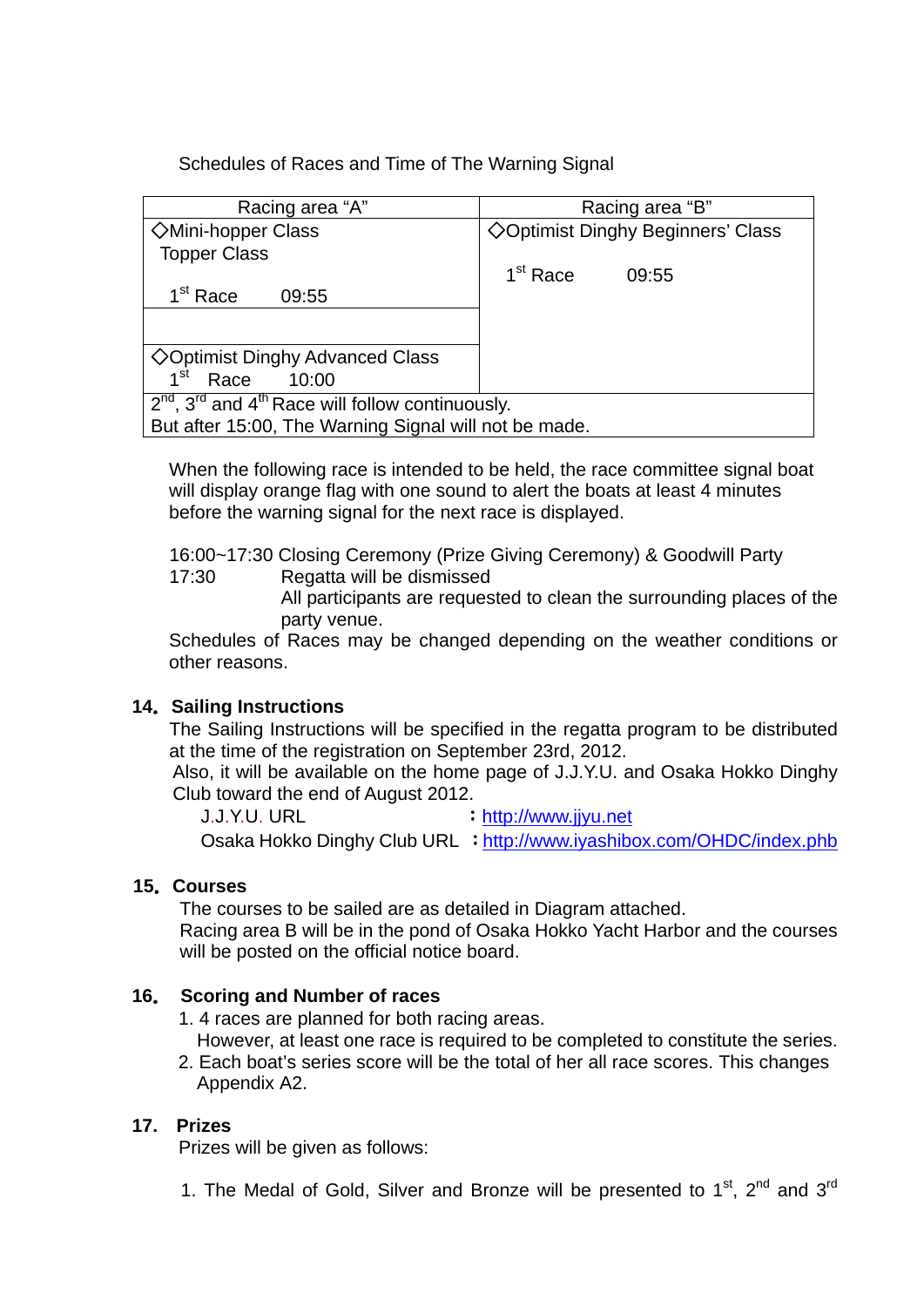Schedules of Races and Time of The Warning Signal

| Racing area "A" | Racing area "B" |
|---|---|
| ◇Mini-hopper Class<br>Topper Class<br><br>1st Race 09:55 | ◇Optimist Dinghy Beginners' Class<br><br>1st Race 09:55 |
| ◇Optimist Dinghy Advanced Class<br>1st Race 10:00 | |
| 2nd, 3rd and 4th Race will follow continuously.<br>But after 15:00, The Warning Signal will not be made. | |

When the following race is intended to be held, the race committee signal boat will display orange flag with one sound to alert the boats at least 4 minutes before the warning signal for the next race is displayed.

16:00~17:30 Closing Ceremony (Prize Giving Ceremony) & Goodwill Party
17:30 Regatta will be dismissed
All participants are requested to clean the surrounding places of the party venue.

Schedules of Races may be changed depending on the weather conditions or other reasons.

## 14. Sailing Instructions

The Sailing Instructions will be specified in the regatta program to be distributed at the time of the registration on September 23rd, 2012.
Also, it will be available on the home page of J.J.Y.U. and Osaka Hokko Dinghy Club toward the end of August 2012.

J.J.Y.U. URL ：http://www.jjyu.net
Osaka Hokko Dinghy Club URL ：http://www.iyashibox.com/OHDC/index.phb

## 15. Courses

The courses to be sailed are as detailed in Diagram attached.
Racing area B will be in the pond of Osaka Hokko Yacht Harbor and the courses will be posted on the official notice board.

## 16. Scoring and Number of races

1. 4 races are planned for both racing areas.
   However, at least one race is required to be completed to constitute the series.
2. Each boat's series score will be the total of her all race scores. This changes Appendix A2.

## 17. Prizes

Prizes will be given as follows:

1. The Medal of Gold, Silver and Bronze will be presented to 1st, 2nd and 3rd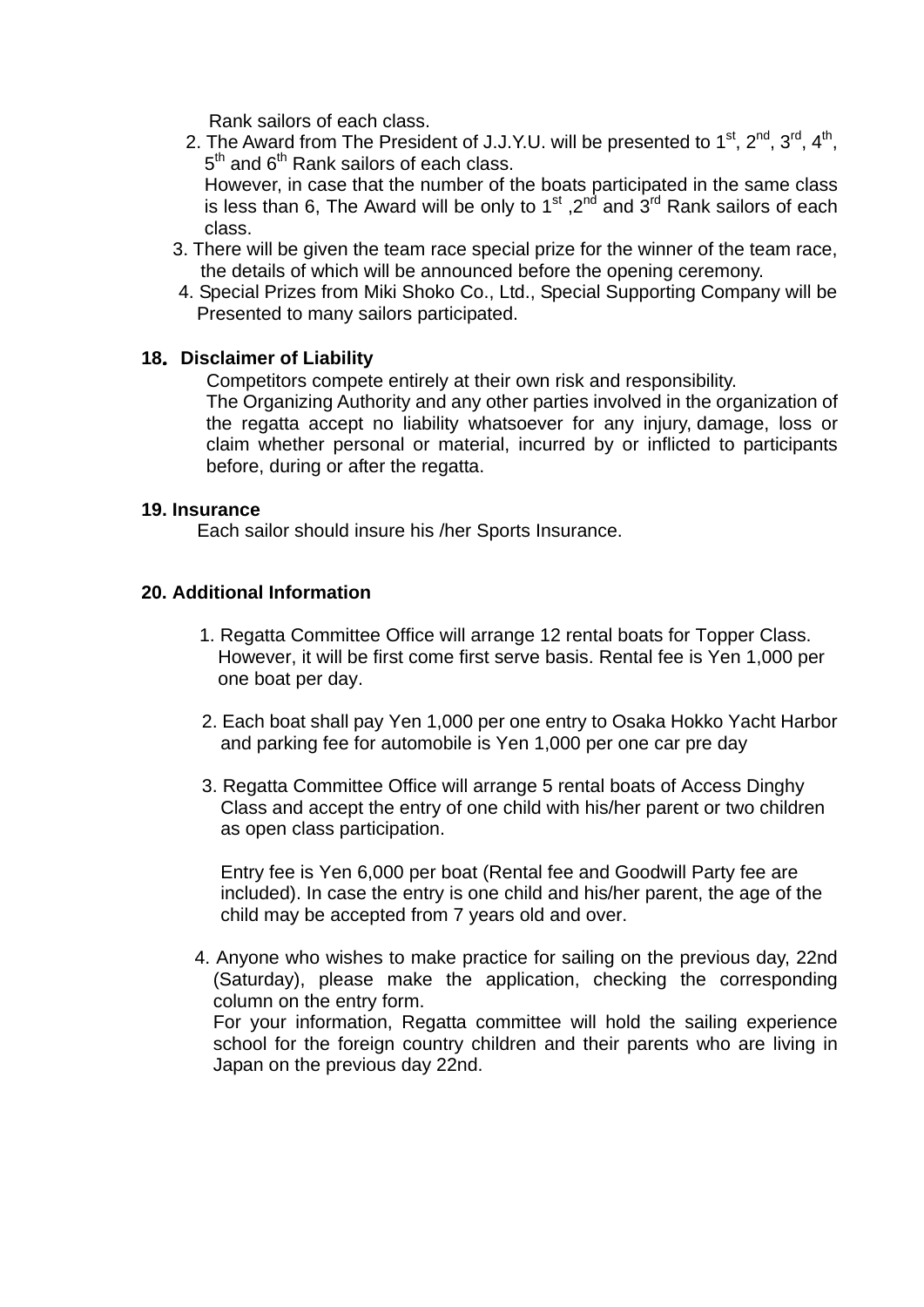Rank sailors of each class.

2. The Award from The President of J.J.Y.U. will be presented to 1st, 2nd, 3rd, 4th, 5th and 6th Rank sailors of each class.
   However, in case that the number of the boats participated in the same class is less than 6, The Award will be only to 1st ,2nd and 3rd Rank sailors of each class.
3. There will be given the team race special prize for the winner of the team race, the details of which will be announced before the opening ceremony.
4. Special Prizes from Miki Shoko Co., Ltd., Special Supporting Company will be Presented to many sailors participated.

## 18. Disclaimer of Liability

Competitors compete entirely at their own risk and responsibility.
The Organizing Authority and any other parties involved in the organization of the regatta accept no liability whatsoever for any injury, damage, loss or claim whether personal or material, incurred by or inflicted to participants before, during or after the regatta.

## 19. Insurance

Each sailor should insure his /her Sports Insurance.

## 20. Additional Information

1. Regatta Committee Office will arrange 12 rental boats for Topper Class. However, it will be first come first serve basis. Rental fee is Yen 1,000 per one boat per day.

2. Each boat shall pay Yen 1,000 per one entry to Osaka Hokko Yacht Harbor and parking fee for automobile is Yen 1,000 per one car pre day

3. Regatta Committee Office will arrange 5 rental boats of Access Dinghy Class and accept the entry of one child with his/her parent or two children as open class participation.

   Entry fee is Yen 6,000 per boat (Rental fee and Goodwill Party fee are included). In case the entry is one child and his/her parent, the age of the child may be accepted from 7 years old and over.

4. Anyone who wishes to make practice for sailing on the previous day, 22nd (Saturday), please make the application, checking the corresponding column on the entry form.
   For your information, Regatta committee will hold the sailing experience school for the foreign country children and their parents who are living in Japan on the previous day 22nd.